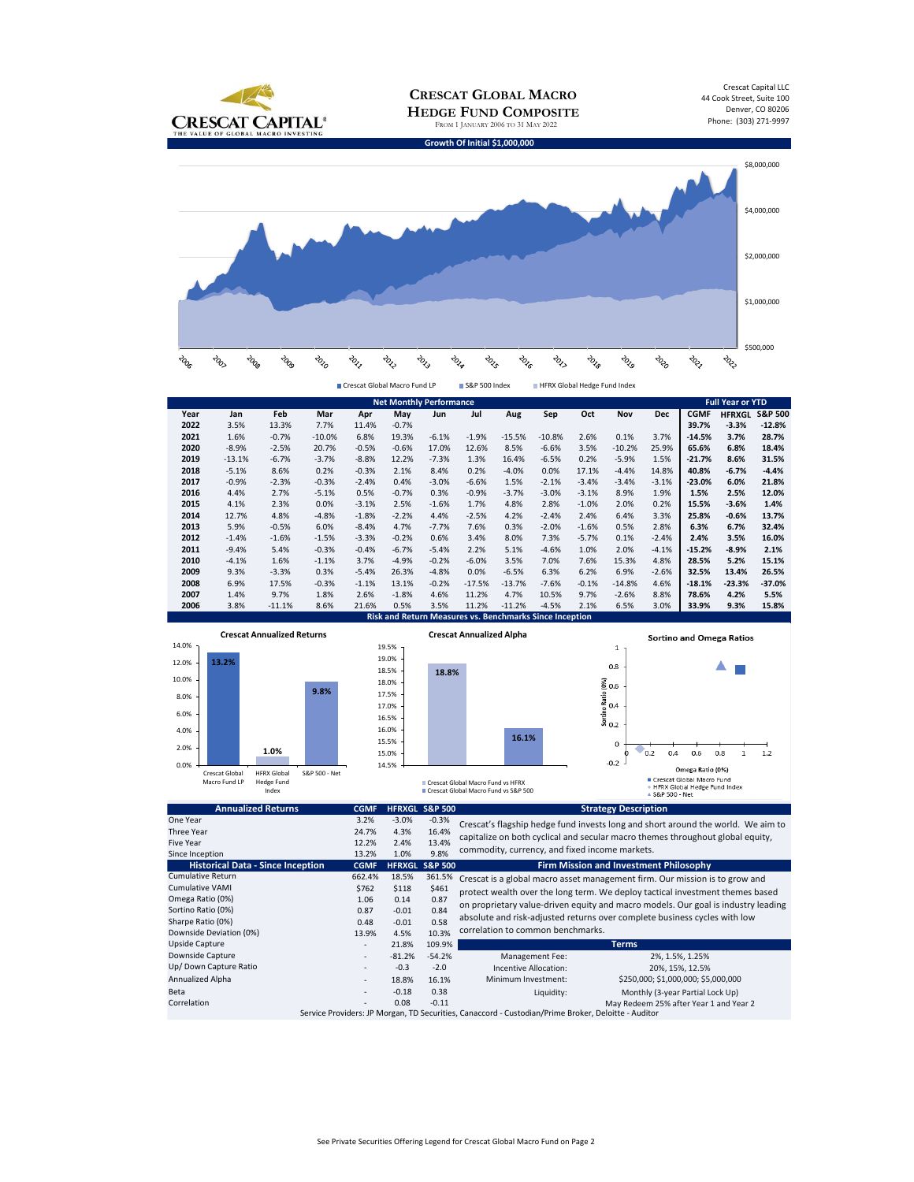# Crescat Global Macro Hedge Fund Composite

From 1 January 2006 to 31 May 2022

Crescat Capital LLC
44 Cook Street, Suite 100
Denver, CO 80206
Phone: (303) 271-9997

## Growth Of Initial $1,000,000

$8,000,000
$4,000,000
$2,000,000
$1,000,000
$500,000

2006 2007 2008 2009 2010 2011 2012 2013 2014 2015 2016 2017 2018 2019 2020 2021 2022

Crescat Global Macro Fund LP | S&P 500 Index | HFRX Global Hedge Fund Index

## Net Monthly Performance

| Year | Jan | Feb | Mar | Apr | May | Jun | Jul | Aug | Sep | Oct | Nov | Dec | CGMF | HFRXGL | S&P 500 |
|---|---|---|---|---|---|---|---|---|---|---|---|---|---|---|---|
| | | | | | | | | | | | | | **Full Year or YTD** | | |
| 2022 | 3.5% | 13.3% | 7.7% | 11.4% | -0.7% | | | | | | | | **39.7%** | **-3.3%** | **-12.8%** |
| 2021 | 1.6% | -0.7% | -10.0% | 6.8% | 19.3% | -6.1% | -1.9% | -15.5% | -10.8% | 2.6% | 0.1% | 3.7% | **-14.5%** | **3.7%** | **28.7%** |
| 2020 | -8.9% | -2.5% | 20.7% | -0.5% | -0.6% | 17.0% | 12.6% | 8.5% | -6.6% | 3.5% | -10.2% | 25.9% | **65.6%** | **6.8%** | **18.4%** |
| 2019 | -13.1% | -6.7% | -3.7% | -8.8% | 12.2% | -7.3% | 1.3% | 16.4% | -6.5% | 0.2% | -5.9% | 1.5% | **-21.7%** | **8.6%** | **31.5%** |
| 2018 | -5.1% | 8.6% | 0.2% | -0.3% | 2.1% | 8.4% | 0.2% | -4.0% | 0.0% | 17.1% | -4.4% | 14.8% | **40.8%** | **-6.7%** | **-4.4%** |
| 2017 | -0.9% | -2.3% | -0.3% | -2.4% | 0.4% | -3.0% | -6.6% | 1.5% | -2.1% | -3.4% | -3.4% | -3.1% | **-23.0%** | **6.0%** | **21.8%** |
| 2016 | 4.4% | 2.7% | -5.1% | 0.5% | -0.7% | 0.3% | -0.9% | -3.7% | -3.0% | -3.1% | 8.9% | 1.9% | **1.5%** | **2.5%** | **12.0%** |
| 2015 | 4.1% | 2.3% | 0.0% | -3.1% | 2.5% | -1.6% | 1.7% | 4.8% | 2.8% | -1.0% | 2.0% | 0.2% | **15.5%** | **-3.6%** | **1.4%** |
| 2014 | 12.7% | 4.8% | -4.8% | -1.8% | -2.2% | 4.4% | -2.5% | 4.2% | -2.4% | 2.4% | 6.4% | 3.3% | **25.8%** | **-0.6%** | **13.7%** |
| 2013 | 5.9% | -0.5% | 6.0% | -8.4% | 4.7% | -7.7% | 7.6% | 0.3% | -2.0% | -1.6% | 0.5% | 2.8% | **6.3%** | **6.7%** | **32.4%** |
| 2012 | -1.4% | -1.6% | -1.5% | -3.3% | -0.2% | 0.6% | 3.4% | 8.0% | 7.3% | -5.7% | 0.1% | -2.4% | **2.4%** | **3.5%** | **16.0%** |
| 2011 | -9.4% | 5.4% | -0.3% | -0.4% | -6.7% | -5.4% | 2.2% | 5.1% | -4.6% | 1.0% | 2.0% | -4.1% | **-15.2%** | **-8.9%** | **2.1%** |
| 2010 | -4.1% | 1.6% | -1.1% | 3.7% | -4.9% | -0.2% | -6.0% | 3.5% | 7.0% | 7.6% | 15.3% | 4.8% | **28.5%** | **5.2%** | **15.1%** |
| 2009 | 9.3% | -3.3% | 0.3% | -5.4% | 26.3% | -4.8% | 0.0% | -6.5% | 6.3% | 6.2% | 6.9% | -2.6% | **32.5%** | **13.4%** | **26.5%** |
| 2008 | 6.9% | 17.5% | -0.3% | -1.1% | 13.1% | -0.2% | -17.5% | -13.7% | -7.6% | -0.1% | -14.8% | 4.6% | **-18.1%** | **-23.3%** | **-37.0%** |
| 2007 | 1.4% | 9.7% | 1.8% | 2.6% | -1.8% | 4.6% | 11.2% | 4.7% | 10.5% | 9.7% | -2.6% | 8.8% | **78.6%** | **4.2%** | **5.5%** |
| 2006 | 3.8% | -11.1% | 8.6% | 21.6% | 0.5% | 3.5% | 11.2% | -11.2% | -4.5% | 2.1% | 6.5% | 3.0% | **33.9%** | **9.3%** | **15.8%** |

## Risk and Return Measures vs. Benchmarks Since Inception

**Crescat Annualized Returns**

| Crescat Global Macro Fund LP | HFRX Global Hedge Fund Index | S&P 500 - Net |
|---|---|---|
| 13.2% | 1.0% | 9.8% |

**Crescat Annualized Alpha**

| Crescat Global Macro Fund vs HFRX | Crescat Global Macro Fund vs S&P 500 |
|---|---|
| 18.8% | 16.1% |

**Sortino and Omega Ratios**

Sortino Ratio (0%) vs. Omega Ratio (0%)

- Crescat Global Macro Fund
- HFRX Global Hedge Fund Index
- S&P 500 - Net

| Annualized Returns | CGMF | HFRXGL | S&P 500 |
|---|---|---|---|
| One Year | 3.2% | -3.0% | -0.3% |
| Three Year | 24.7% | 4.3% | 16.4% |
| Five Year | 12.2% | 2.4% | 13.4% |
| Since Inception | 13.2% | 1.0% | 9.8% |

| Historical Data - Since Inception | CGMF | HFRXGL | S&P 500 |
|---|---|---|---|
| Cumulative Return | 662.4% | 18.5% | 361.5% |
| Cumulative VAMI | $762 | $118 | $461 |
| Omega Ratio (0%) | 1.06 | 0.14 | 0.87 |
| Sortino Ratio (0%) | 0.87 | -0.01 | 0.84 |
| Sharpe Ratio (0%) | 0.48 | -0.01 | 0.58 |
| Downside Deviation (0%) | 13.9% | 4.5% | 10.3% |
| Upside Capture | - | 21.8% | 109.9% |
| Downside Capture | - | -81.2% | -54.2% |
| Up/ Down Capture Ratio | - | -0.3 | -2.0 |
| Annualized Alpha | - | 18.8% | 16.1% |
| Beta | - | -0.18 | 0.38 |
| Correlation | - | 0.08 | -0.11 |

### Strategy Description

Crescat's flagship hedge fund invests long and short around the world. We aim to capitalize on both cyclical and secular macro themes throughout global equity, commodity, currency, and fixed income markets.

### Firm Mission and Investment Philosophy

Crescat is a global macro asset management firm. Our mission is to grow and protect wealth over the long term. We deploy tactical investment themes based on proprietary value-driven equity and macro models. Our goal is industry leading absolute and risk-adjusted returns over complete business cycles with low correlation to common benchmarks.

### Terms

| | |
|---|---|
| Management Fee: | 2%, 1.5%, 1.25% |
| Incentive Allocation: | 20%, 15%, 12.5% |
| Minimum Investment: | $250,000; $1,000,000; $5,000,000 |
| Liquidity: | Monthly (3-year Partial Lock Up) May Redeem 25% after Year 1 and Year 2 |

Service Providers: JP Morgan, TD Securities, Canaccord - Custodian/Prime Broker, Deloitte - Auditor

See Private Securities Offering Legend for Crescat Global Macro Fund on Page 2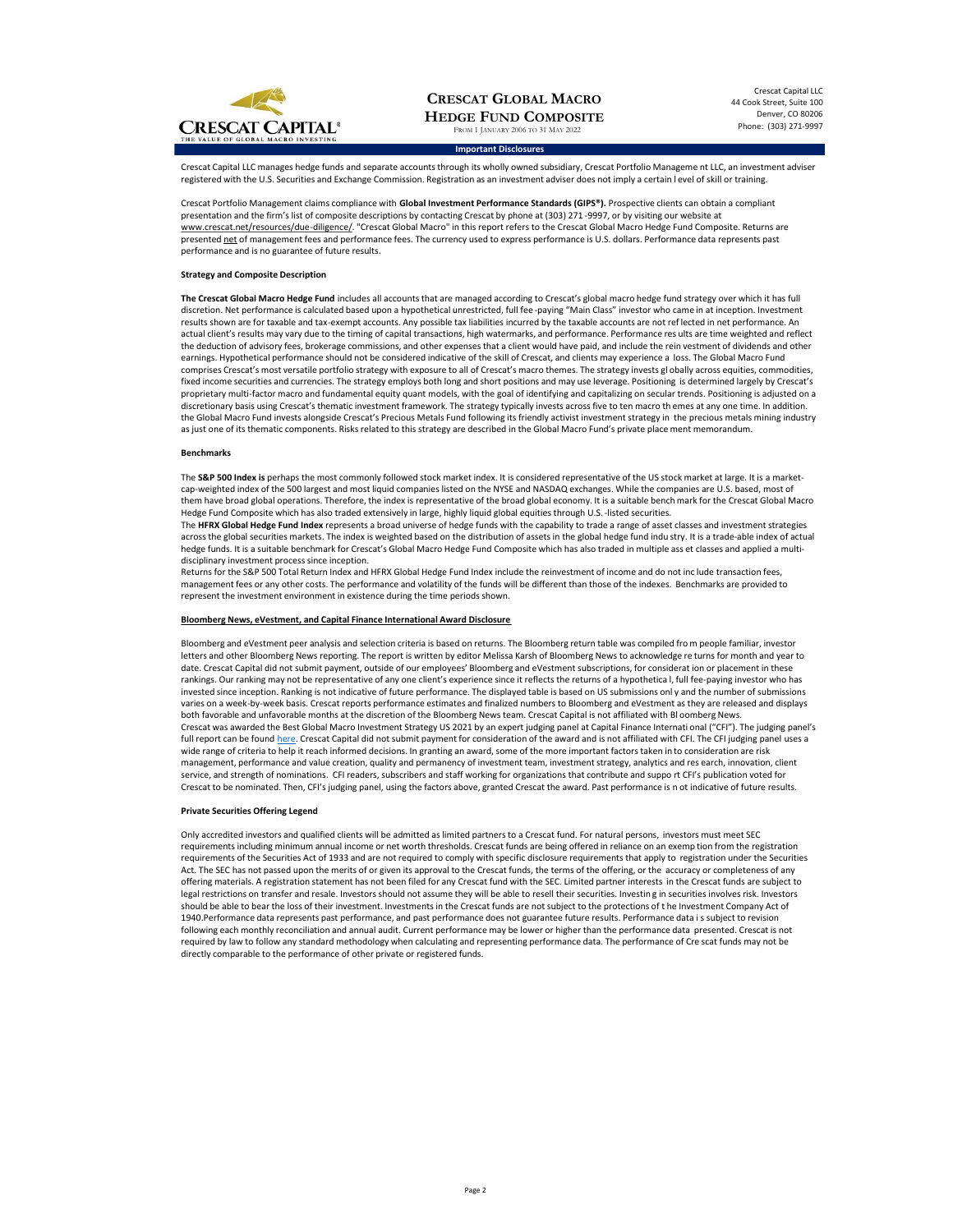# Crescat Global Macro Hedge Fund Composite

From 1 January 2006 to 31 May 2022

Crescat Capital LLC
44 Cook Street, Suite 100
Denver, CO 80206
Phone: (303) 271-9997

## Important Disclosures

Crescat Capital LLC manages hedge funds and separate accounts through its wholly owned subsidiary, Crescat Portfolio Management LLC, an investment adviser registered with the U.S. Securities and Exchange Commission. Registration as an investment adviser does not imply a certain level of skill or training.

Crescat Portfolio Management claims compliance with **Global Investment Performance Standards (GIPS®).** Prospective clients can obtain a compliant presentation and the firm's list of composite descriptions by contacting Crescat by phone at (303) 271-9997, or by visiting our website at www.crescat.net/resources/due-diligence/. "Crescat Global Macro" in this report refers to the Crescat Global Macro Hedge Fund Composite. Returns are presented net of management fees and performance fees. The currency used to express performance is U.S. dollars. Performance data represents past performance and is no guarantee of future results.

### Strategy and Composite Description

**The Crescat Global Macro Hedge Fund** includes all accounts that are managed according to Crescat's global macro hedge fund strategy over which it has full discretion. Net performance is calculated based upon a hypothetical unrestricted, full fee-paying "Main Class" investor who came in at inception. Investment results shown are for taxable and tax-exempt accounts. Any possible tax liabilities incurred by the taxable accounts are not reflected in net performance. An actual client's results may vary due to the timing of capital transactions, high watermarks, and performance. Performance results are time weighted and reflect the deduction of advisory fees, brokerage commissions, and other expenses that a client would have paid, and include the reinvestment of dividends and other earnings. Hypothetical performance should not be considered indicative of the skill of Crescat, and clients may experience a loss. The Global Macro Fund comprises Crescat's most versatile portfolio strategy with exposure to all of Crescat's macro themes. The strategy invests globally across equities, commodities, fixed income securities and currencies. The strategy employs both long and short positions and may use leverage. Positioning is determined largely by Crescat's proprietary multi-factor macro and fundamental equity quant models, with the goal of identifying and capitalizing on secular trends. Positioning is adjusted on a discretionary basis using Crescat's thematic investment framework. The strategy typically invests across five to ten macro themes at any one time. In addition, the Global Macro Fund invests alongside Crescat's Precious Metals Fund following its friendly activist investment strategy in the precious metals mining industry as just one of its thematic components. Risks related to this strategy are described in the Global Macro Fund's private placement memorandum.

### Benchmarks

The **S&P 500 Index is** perhaps the most commonly followed stock market index. It is considered representative of the US stock market at large. It is a market-cap-weighted index of the 500 largest and most liquid companies listed on the NYSE and NASDAQ exchanges. While the companies are U.S. based, most of them have broad global operations. Therefore, the index is representative of the broad global economy. It is a suitable benchmark for the Crescat Global Macro Hedge Fund Composite which has also traded extensively in large, highly liquid global equities through U.S.-listed securities.

The **HFRX Global Hedge Fund Index** represents a broad universe of hedge funds with the capability to trade a range of asset classes and investment strategies across the global securities markets. The index is weighted based on the distribution of assets in the global hedge fund industry. It is a trade-able index of actual hedge funds. It is a suitable benchmark for Crescat's Global Macro Hedge Fund Composite which has also traded in multiple asset classes and applied a multi-disciplinary investment process since inception.

Returns for the S&P 500 Total Return Index and HFRX Global Hedge Fund Index include the reinvestment of income and do not include transaction fees, management fees or any other costs. The performance and volatility of the funds will be different than those of the indexes. Benchmarks are provided to represent the investment environment in existence during the time periods shown.

### Bloomberg News, eVestment, and Capital Finance International Award Disclosure

Bloomberg and eVestment peer analysis and selection criteria is based on returns. The Bloomberg return table was compiled from people familiar, investor letters and other Bloomberg News reporting. The report is written by editor Melissa Karsh of Bloomberg News to acknowledge returns for month and year to date. Crescat Capital did not submit payment, outside of our employees' Bloomberg and eVestment subscriptions, for consideration or placement in these rankings. Our ranking may not be representative of any one client's experience since it reflects the returns of a hypothetical, full fee-paying investor who has invested since inception. Ranking is not indicative of future performance. The displayed table is based on US submissions only and the number of submissions varies on a week-by-week basis. Crescat reports performance estimates and finalized numbers to Bloomberg and eVestment as they are released and displays both favorable and unfavorable months at the discretion of the Bloomberg News team. Crescat Capital is not affiliated with Bloomberg News.

Crescat was awarded the Best Global Macro Investment Strategy US 2021 by an expert judging panel at Capital Finance International ("CFI"). The judging panel's full report can be found here. Crescat Capital did not submit payment for consideration of the award and is not affiliated with CFI. The CFI judging panel uses a wide range of criteria to help it reach informed decisions. In granting an award, some of the more important factors taken into consideration are risk management, performance and value creation, quality and permanency of investment team, investment strategy, analytics and research, innovation, client service, and strength of nominations. CFI readers, subscribers and staff working for organizations that contribute and support CFI's publication voted for Crescat to be nominated. Then, CFI's judging panel, using the factors above, granted Crescat the award. Past performance is not indicative of future results.

### Private Securities Offering Legend

Only accredited investors and qualified clients will be admitted as limited partners to a Crescat fund. For natural persons, investors must meet SEC requirements including minimum annual income or net worth thresholds. Crescat funds are being offered in reliance on an exemption from the registration requirements of the Securities Act of 1933 and are not required to comply with specific disclosure requirements that apply to registration under the Securities Act. The SEC has not passed upon the merits of or given its approval to the Crescat funds, the terms of the offering, or the accuracy or completeness of any offering materials. A registration statement has not been filed for any Crescat fund with the SEC. Limited partner interests in the Crescat funds are subject to legal restrictions on transfer and resale. Investors should not assume they will be able to resell their securities. Investing in securities involves risk. Investors should be able to bear the loss of their investment. Investments in the Crescat funds are not subject to the protections of the Investment Company Act of 1940.Performance data represents past performance, and past performance does not guarantee future results. Performance data is subject to revision following each monthly reconciliation and annual audit. Current performance may be lower or higher than the performance data presented. Crescat is not required by law to follow any standard methodology when calculating and representing performance data. The performance of Crescat funds may not be directly comparable to the performance of other private or registered funds.